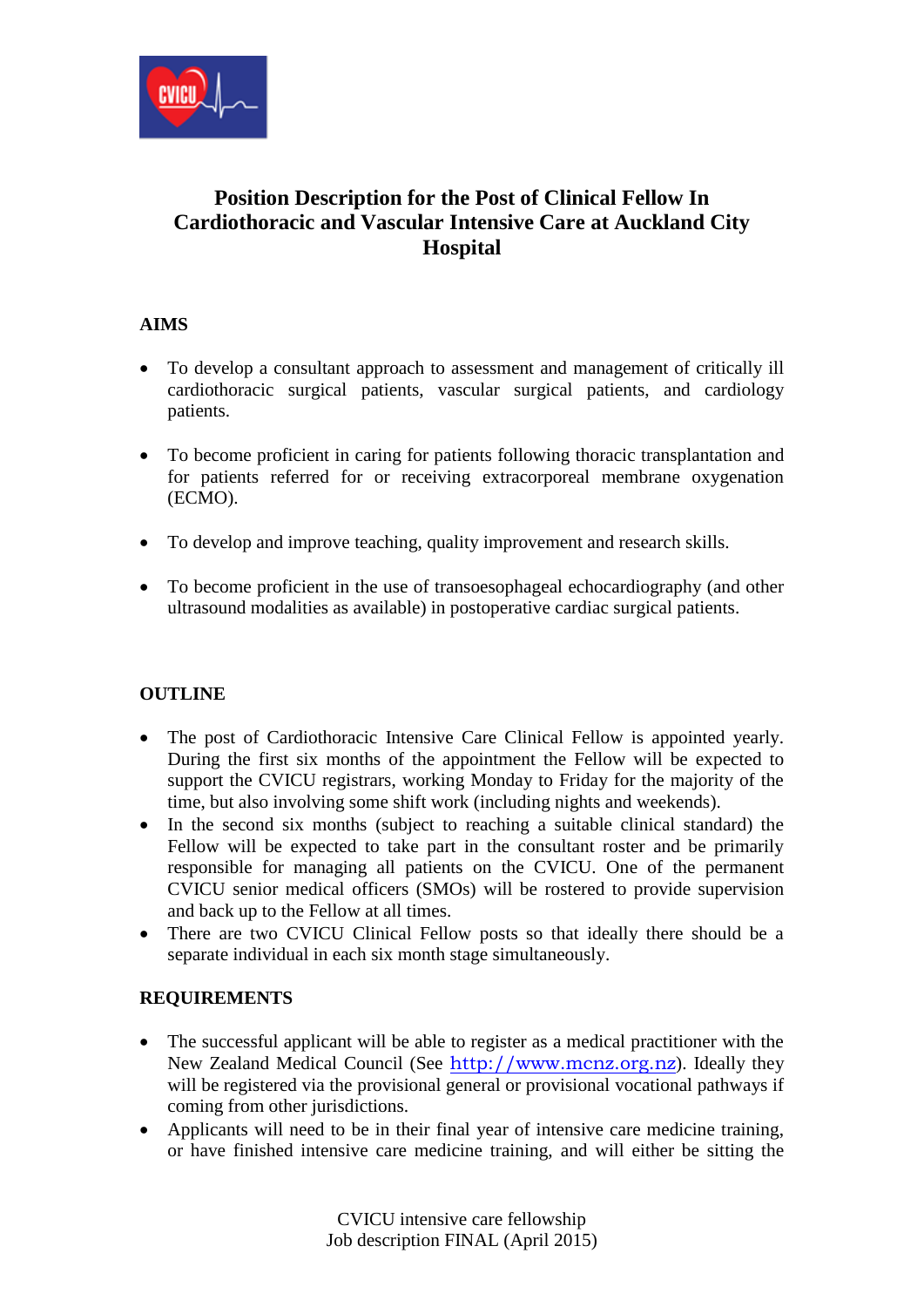# Position Description for the Post of Clinical Fellow In Cardiothoracic and Vascular Intensive Care at Auckland City Hospital

## AIMS

- To develop a consultant approach to assessment and management of critically ill cardiothoracic surgical patients, vascular surgical patients, and cardiology patients.
- To become proficient in caring for patients following thoracic transplantation and for patients referred for or receiving extracorporeal membrane oxygenation (ECMO).
- To develop and improve teaching, quality improvement and research skills.
- To become proficient in the use of transoesophageal echocardiography (and other ultrasound modalities as available) in postoperative cardiac surgical patients.

## OUTLINE

- The post of Cardiothoracic Intensive Care Clinical Fellow is appointed yearly. During the first six months of the appointment the Fellow will be expected to support the CVICU registrars, working Monday to Friday for the majority of the time, but also involving some shift work (including nights and weekends).
- In the second six months (subject to reaching a suitable clinical standard) the Fellow will be expected to take part in the consultant roster and be primarily responsible for managing all patients on the CVICU. One of the permanent CVICU senior medical officers (SMOs) will be rostered to provide supervision and back up to the Fellow at all times.
- There are two CVICU Clinical Fellow posts so that ideally there should be a separate individual in each six month stage simultaneously.

## REQUIREMENTS

- The successful applicant will be able to register as a medical practitioner with the New Zealand Medical Council (See http://www.mcnz.org.nz). Ideally they will be registered via the provisional general or provisional vocational pathways if coming from other jurisdictions.
- Applicants will need to be in their final year of intensive care medicine training, or have finished intensive care medicine training, and will either be sitting the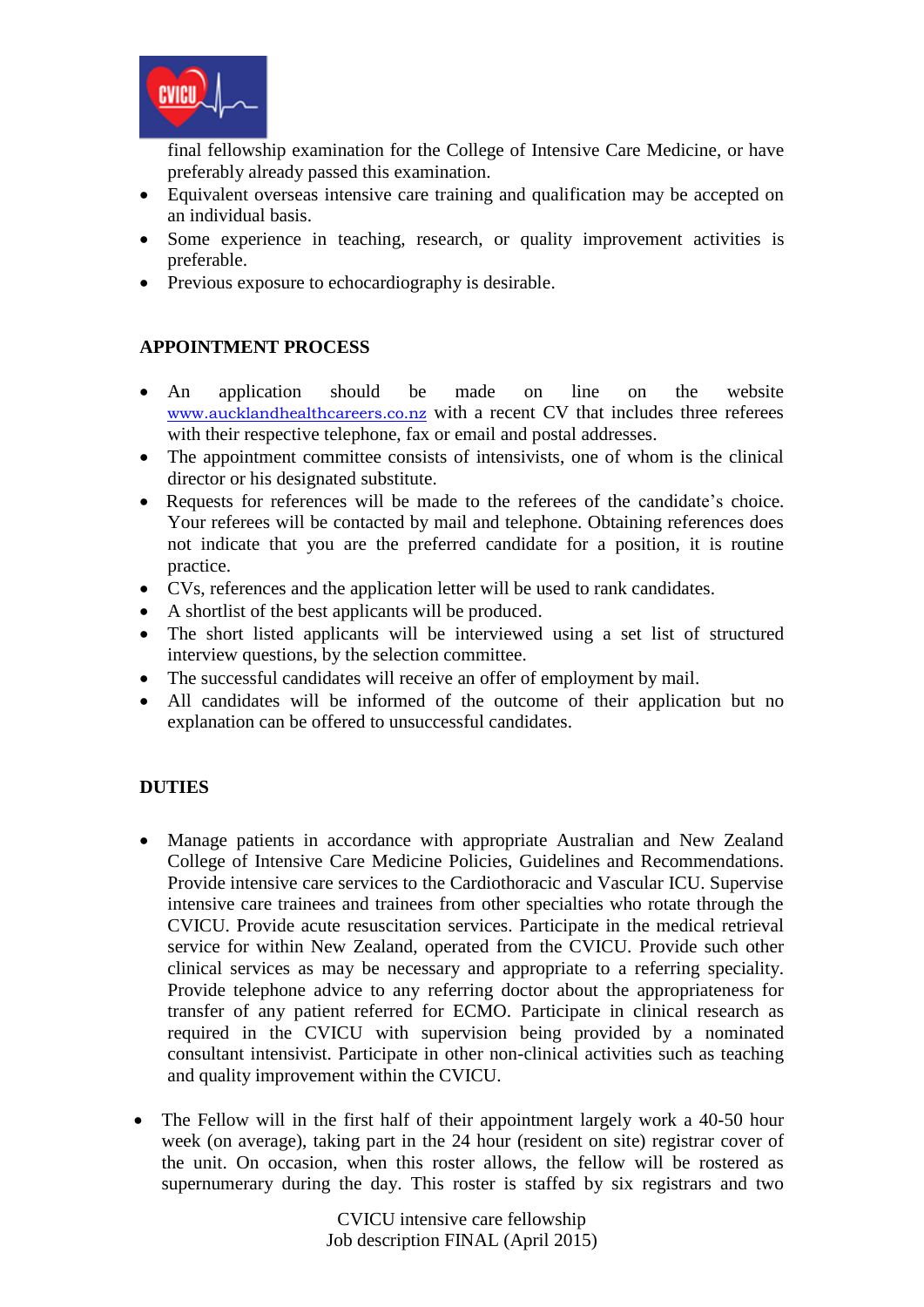final fellowship examination for the College of Intensive Care Medicine, or have preferably already passed this examination.

- Equivalent overseas intensive care training and qualification may be accepted on an individual basis.
- Some experience in teaching, research, or quality improvement activities is preferable.
- Previous exposure to echocardiography is desirable.

## APPOINTMENT PROCESS

- An application should be made on line on the website www.aucklandhealthcareers.co.nz with a recent CV that includes three referees with their respective telephone, fax or email and postal addresses.
- The appointment committee consists of intensivists, one of whom is the clinical director or his designated substitute.
- Requests for references will be made to the referees of the candidate's choice. Your referees will be contacted by mail and telephone. Obtaining references does not indicate that you are the preferred candidate for a position, it is routine practice.
- CVs, references and the application letter will be used to rank candidates.
- A shortlist of the best applicants will be produced.
- The short listed applicants will be interviewed using a set list of structured interview questions, by the selection committee.
- The successful candidates will receive an offer of employment by mail.
- All candidates will be informed of the outcome of their application but no explanation can be offered to unsuccessful candidates.

## DUTIES

- Manage patients in accordance with appropriate Australian and New Zealand College of Intensive Care Medicine Policies, Guidelines and Recommendations. Provide intensive care services to the Cardiothoracic and Vascular ICU. Supervise intensive care trainees and trainees from other specialties who rotate through the CVICU. Provide acute resuscitation services. Participate in the medical retrieval service for within New Zealand, operated from the CVICU. Provide such other clinical services as may be necessary and appropriate to a referring speciality. Provide telephone advice to any referring doctor about the appropriateness for transfer of any patient referred for ECMO. Participate in clinical research as required in the CVICU with supervision being provided by a nominated consultant intensivist. Participate in other non-clinical activities such as teaching and quality improvement within the CVICU.

- The Fellow will in the first half of their appointment largely work a 40-50 hour week (on average), taking part in the 24 hour (resident on site) registrar cover of the unit. On occasion, when this roster allows, the fellow will be rostered as supernumerary during the day. This roster is staffed by six registrars and two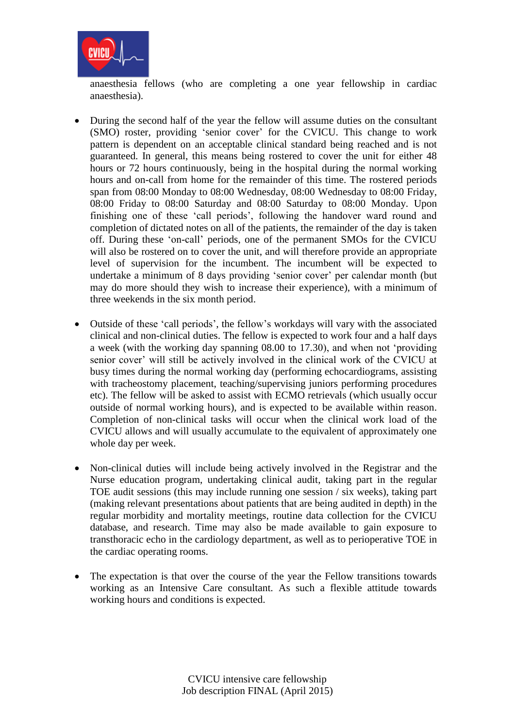anaesthesia fellows (who are completing a one year fellowship in cardiac anaesthesia).

- During the second half of the year the fellow will assume duties on the consultant (SMO) roster, providing 'senior cover' for the CVICU. This change to work pattern is dependent on an acceptable clinical standard being reached and is not guaranteed. In general, this means being rostered to cover the unit for either 48 hours or 72 hours continuously, being in the hospital during the normal working hours and on-call from home for the remainder of this time. The rostered periods span from 08:00 Monday to 08:00 Wednesday, 08:00 Wednesday to 08:00 Friday, 08:00 Friday to 08:00 Saturday and 08:00 Saturday to 08:00 Monday. Upon finishing one of these 'call periods', following the handover ward round and completion of dictated notes on all of the patients, the remainder of the day is taken off. During these 'on-call' periods, one of the permanent SMOs for the CVICU will also be rostered on to cover the unit, and will therefore provide an appropriate level of supervision for the incumbent. The incumbent will be expected to undertake a minimum of 8 days providing 'senior cover' per calendar month (but may do more should they wish to increase their experience), with a minimum of three weekends in the six month period.

- Outside of these 'call periods', the fellow's workdays will vary with the associated clinical and non-clinical duties. The fellow is expected to work four and a half days a week (with the working day spanning 08.00 to 17.30), and when not 'providing senior cover' will still be actively involved in the clinical work of the CVICU at busy times during the normal working day (performing echocardiograms, assisting with tracheostomy placement, teaching/supervising juniors performing procedures etc). The fellow will be asked to assist with ECMO retrievals (which usually occur outside of normal working hours), and is expected to be available within reason. Completion of non-clinical tasks will occur when the clinical work load of the CVICU allows and will usually accumulate to the equivalent of approximately one whole day per week.

- Non-clinical duties will include being actively involved in the Registrar and the Nurse education program, undertaking clinical audit, taking part in the regular TOE audit sessions (this may include running one session / six weeks), taking part (making relevant presentations about patients that are being audited in depth) in the regular morbidity and mortality meetings, routine data collection for the CVICU database, and research. Time may also be made available to gain exposure to transthoracic echo in the cardiology department, as well as to perioperative TOE in the cardiac operating rooms.

- The expectation is that over the course of the year the Fellow transitions towards working as an Intensive Care consultant. As such a flexible attitude towards working hours and conditions is expected.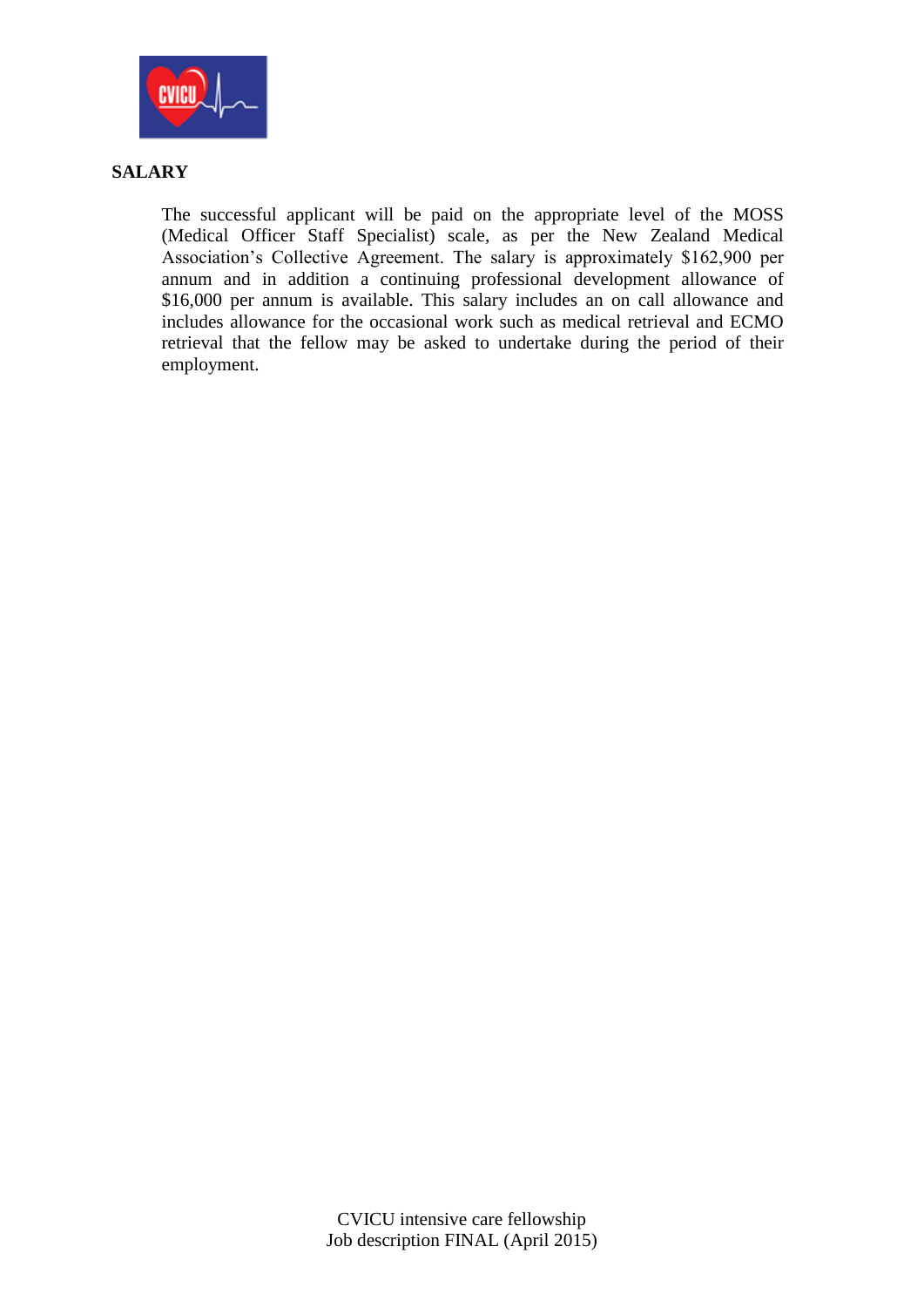## SALARY

The successful applicant will be paid on the appropriate level of the MOSS (Medical Officer Staff Specialist) scale, as per the New Zealand Medical Association's Collective Agreement. The salary is approximately $162,900 per annum and in addition a continuing professional development allowance of $16,000 per annum is available. This salary includes an on call allowance and includes allowance for the occasional work such as medical retrieval and ECMO retrieval that the fellow may be asked to undertake during the period of their employment.